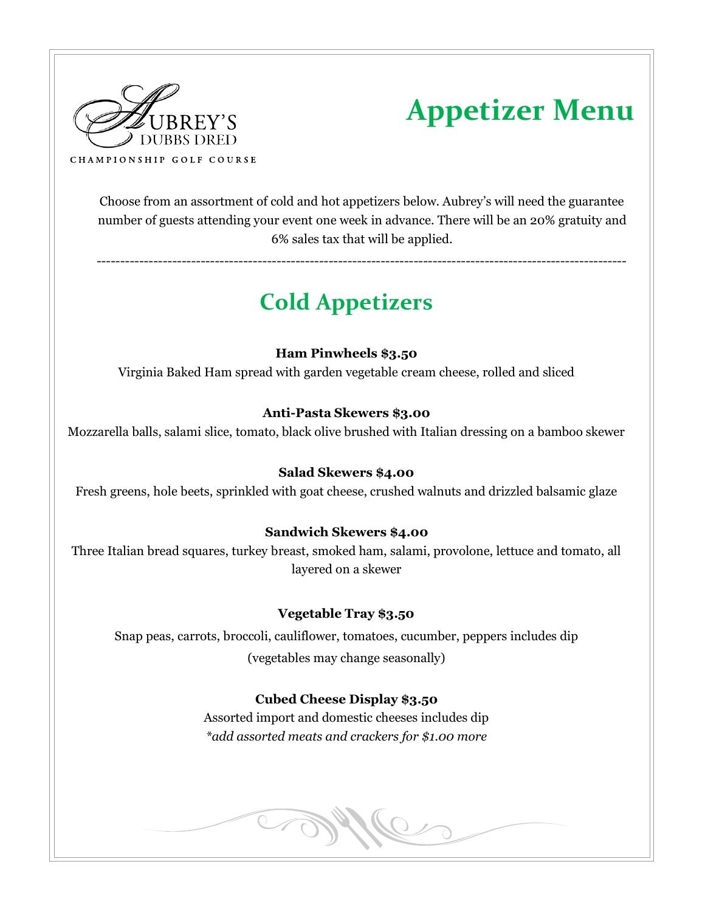AUBREY'S DUBBS DRED

CHAMPIONSHIP GOLF COURSE

# Appetizer Menu

Choose from an assortment of cold and hot appetizers below. Aubrey's will need the guarantee number of guests attending your event one week in advance. There will be an 20% gratuity and 6% sales tax that will be applied.

---

## Cold Appetizers

**Ham Pinwheels $3.50**

Virginia Baked Ham spread with garden vegetable cream cheese, rolled and sliced

**Anti-Pasta Skewers $3.00**

Mozzarella balls, salami slice, tomato, black olive brushed with Italian dressing on a bamboo skewer

**Salad Skewers $4.00**

Fresh greens, hole beets, sprinkled with goat cheese, crushed walnuts and drizzled balsamic glaze

**Sandwich Skewers $4.00**

Three Italian bread squares, turkey breast, smoked ham, salami, provolone, lettuce and tomato, all layered on a skewer

**Vegetable Tray $3.50**

Snap peas, carrots, broccoli, cauliflower, tomatoes, cucumber, peppers includes dip

(vegetables may change seasonally)

**Cubed Cheese Display $3.50**

Assorted import and domestic cheeses includes dip

*\*add assorted meats and crackers for $1.00 more*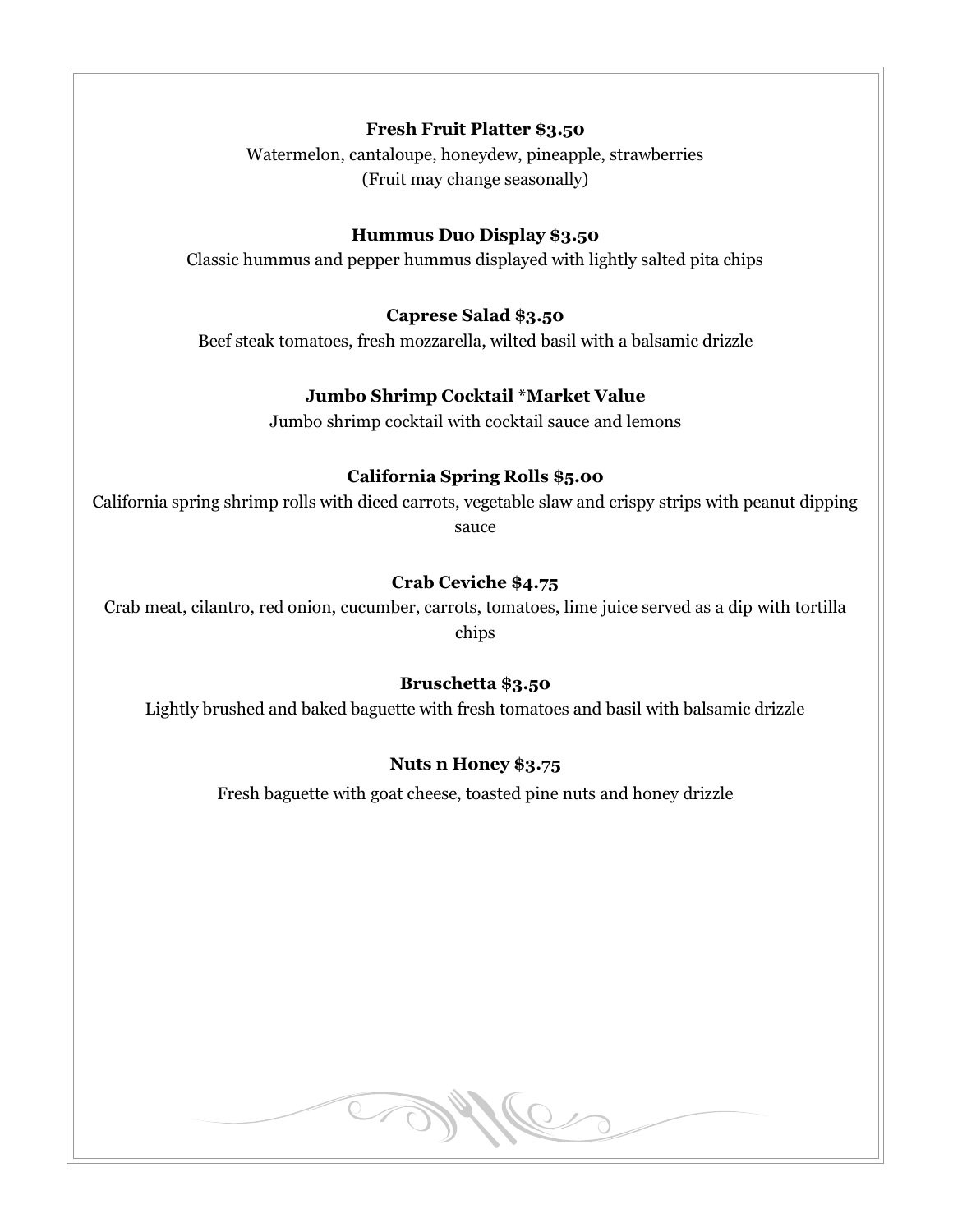**Fresh Fruit Platter $3.50**

Watermelon, cantaloupe, honeydew, pineapple, strawberries
(Fruit may change seasonally)

**Hummus Duo Display $3.50**

Classic hummus and pepper hummus displayed with lightly salted pita chips

**Caprese Salad $3.50**

Beef steak tomatoes, fresh mozzarella, wilted basil with a balsamic drizzle

**Jumbo Shrimp Cocktail *Market Value**

Jumbo shrimp cocktail with cocktail sauce and lemons

**California Spring Rolls $5.00**

California spring shrimp rolls with diced carrots, vegetable slaw and crispy strips with peanut dipping sauce

**Crab Ceviche $4.75**

Crab meat, cilantro, red onion, cucumber, carrots, tomatoes, lime juice served as a dip with tortilla chips

**Bruschetta $3.50**

Lightly brushed and baked baguette with fresh tomatoes and basil with balsamic drizzle

**Nuts n Honey $3.75**

Fresh baguette with goat cheese, toasted pine nuts and honey drizzle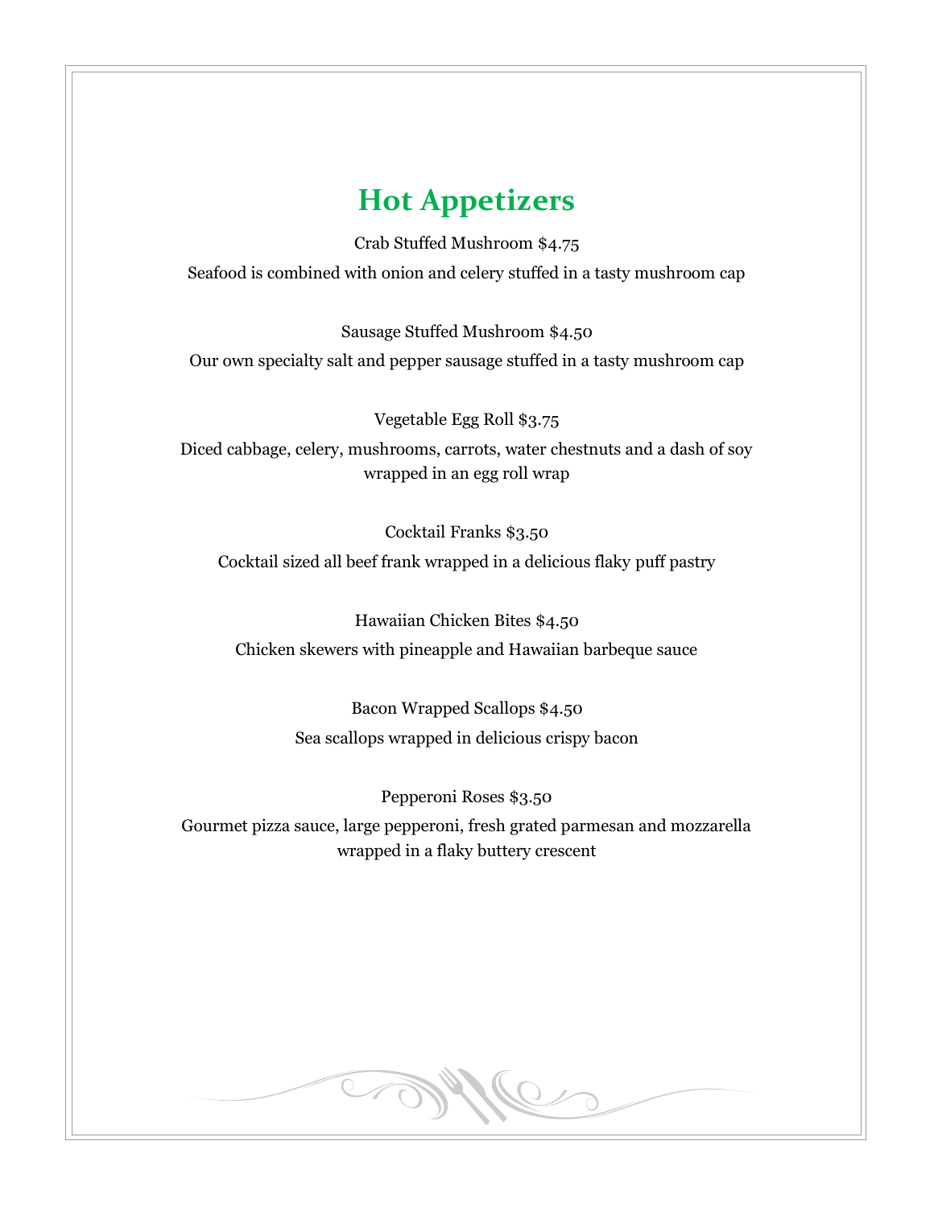# Hot Appetizers

Crab Stuffed Mushroom $4.75

Seafood is combined with onion and celery stuffed in a tasty mushroom cap

Sausage Stuffed Mushroom $4.50

Our own specialty salt and pepper sausage stuffed in a tasty mushroom cap

Vegetable Egg Roll $3.75

Diced cabbage, celery, mushrooms, carrots, water chestnuts and a dash of soy wrapped in an egg roll wrap

Cocktail Franks $3.50

Cocktail sized all beef frank wrapped in a delicious flaky puff pastry

Hawaiian Chicken Bites $4.50

Chicken skewers with pineapple and Hawaiian barbeque sauce

Bacon Wrapped Scallops $4.50

Sea scallops wrapped in delicious crispy bacon

Pepperoni Roses $3.50

Gourmet pizza sauce, large pepperoni, fresh grated parmesan and mozzarella wrapped in a flaky buttery crescent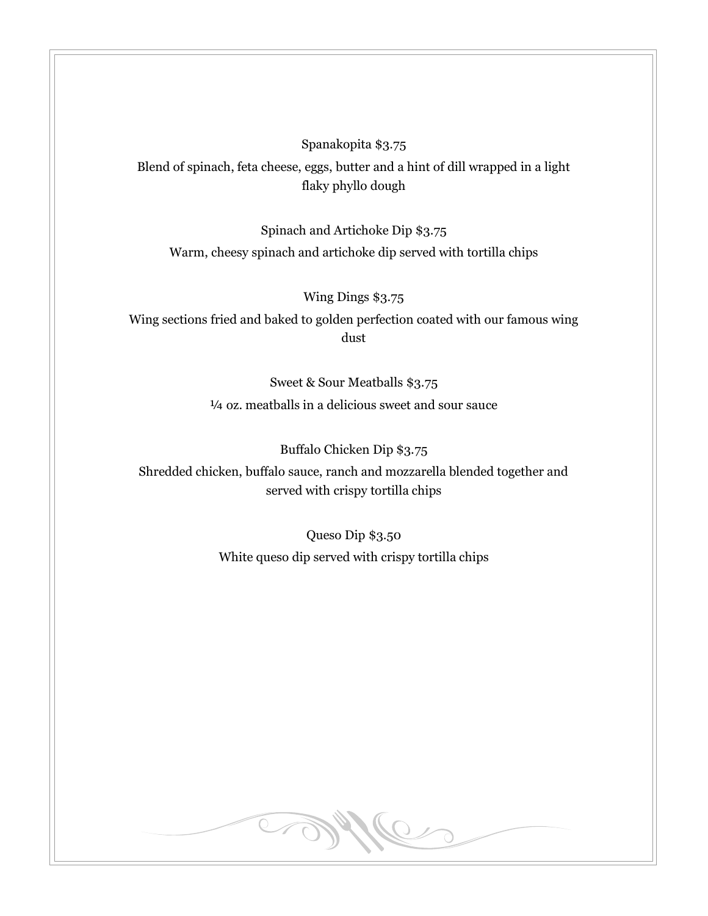Spanakopita $3.75

Blend of spinach, feta cheese, eggs, butter and a hint of dill wrapped in a light flaky phyllo dough

Spinach and Artichoke Dip $3.75

Warm, cheesy spinach and artichoke dip served with tortilla chips

Wing Dings $3.75

Wing sections fried and baked to golden perfection coated with our famous wing dust

Sweet & Sour Meatballs $3.75

¼ oz. meatballs in a delicious sweet and sour sauce

Buffalo Chicken Dip $3.75

Shredded chicken, buffalo sauce, ranch and mozzarella blended together and served with crispy tortilla chips

Queso Dip $3.50

White queso dip served with crispy tortilla chips